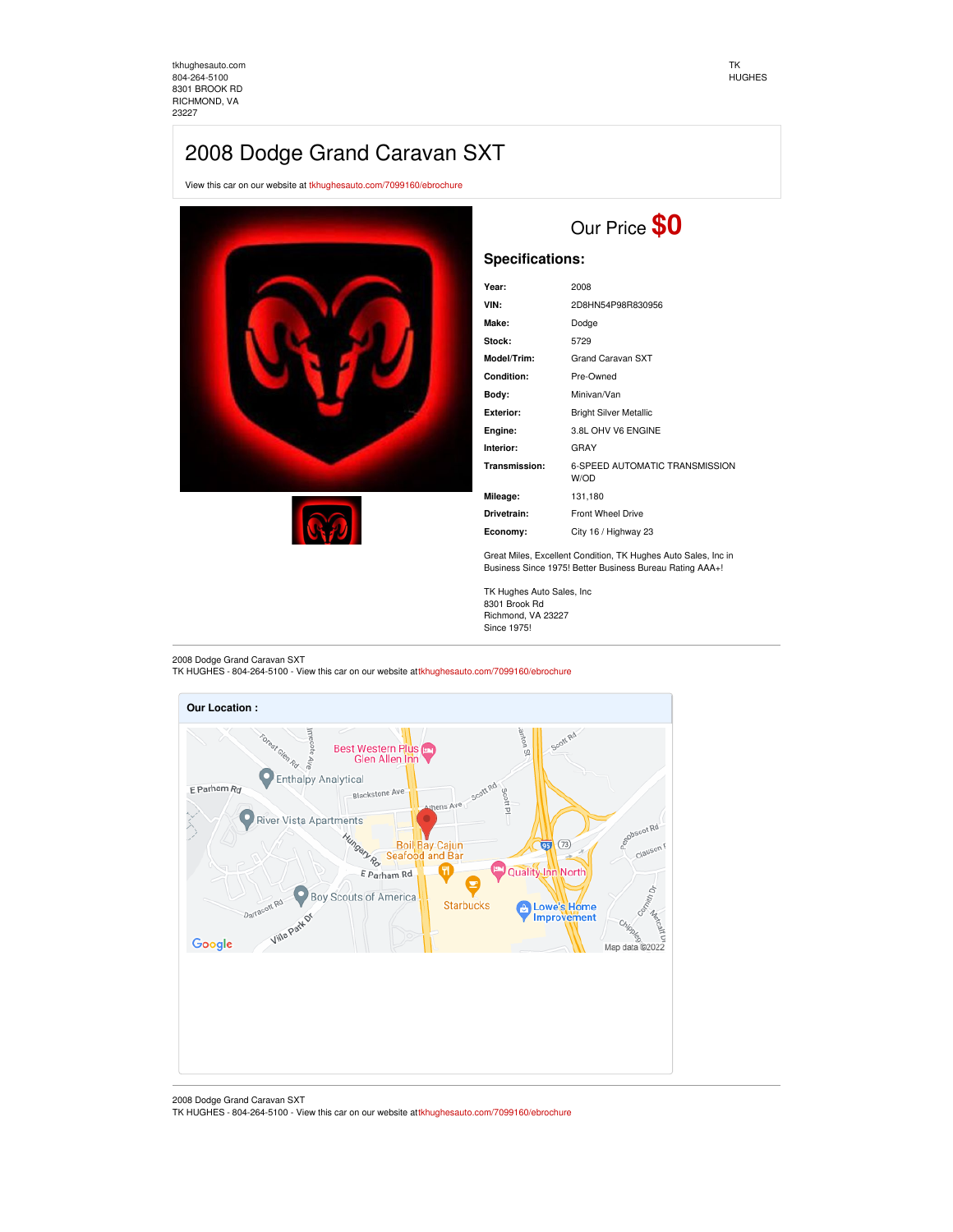tkhughesauto.com
804-264-5100
8301 BROOK RD
RICHMOND, VA
23227

TK
HUGHES

# 2008 Dodge Grand Caravan SXT

View this car on our website at tkhughesauto.com/7099160/ebrochure

## Our Price **$0**

### Specifications:

| | |
|---|---|
| **Year:** | 2008 |
| **VIN:** | 2D8HN54P98R830956 |
| **Make:** | Dodge |
| **Stock:** | 5729 |
| **Model/Trim:** | Grand Caravan SXT |
| **Condition:** | Pre-Owned |
| **Body:** | Minivan/Van |
| **Exterior:** | Bright Silver Metallic |
| **Engine:** | 3.8L OHV V6 ENGINE |
| **Interior:** | GRAY |
| **Transmission:** | 6-SPEED AUTOMATIC TRANSMISSION W/OD |
| **Mileage:** | 131,180 |
| **Drivetrain:** | Front Wheel Drive |
| **Economy:** | City 16 / Highway 23 |

Great Miles, Excellent Condition, TK Hughes Auto Sales, Inc in Business Since 1975! Better Business Bureau Rating AAA+!

TK Hughes Auto Sales, Inc
8301 Brook Rd
Richmond, VA 23227
Since 1975!

2008 Dodge Grand Caravan SXT
TK HUGHES - 804-264-5100 - View this car on our website attkhughesauto.com/7099160/ebrochure

**Our Location :**

2008 Dodge Grand Caravan SXT
TK HUGHES - 804-264-5100 - View this car on our website attkhughesauto.com/7099160/ebrochure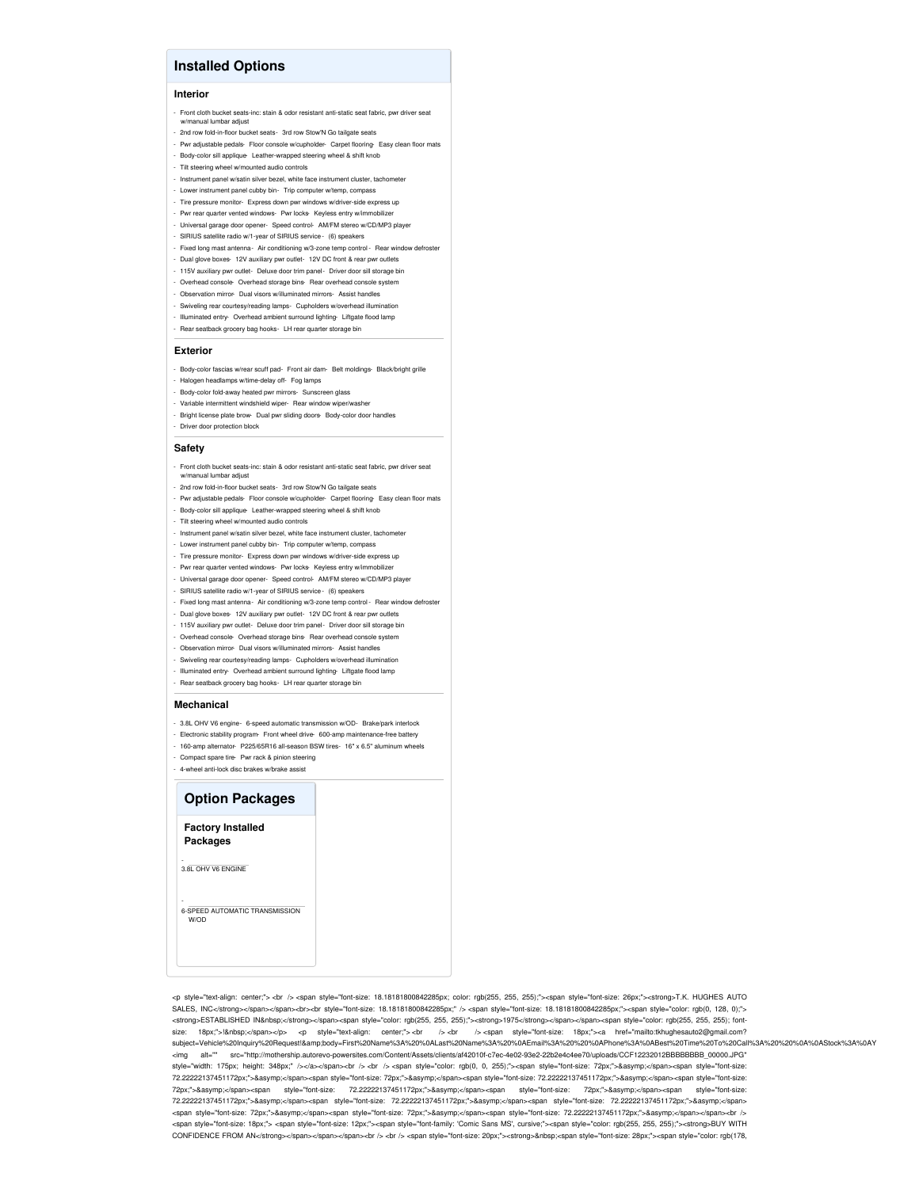## Installed Options

### Interior

- Front cloth bucket seats-inc: stain & odor resistant anti-static seat fabric, pwr driver seat w/manual lumbar adjust
- 2nd row fold-in-floor bucket seats- 3rd row Stow'N Go tailgate seats
- Pwr adjustable pedals- Floor console w/cupholder- Carpet flooring- Easy clean floor mats
- Body-color sill applique- Leather-wrapped steering wheel & shift knob
- Tilt steering wheel w/mounted audio controls
- Instrument panel w/satin silver bezel, white face instrument cluster, tachometer
- Lower instrument panel cubby bin- Trip computer w/temp, compass
- Tire pressure monitor- Express down pwr windows w/driver-side express up
- Pwr rear quarter vented windows- Pwr locks- Keyless entry w/immobilizer
- Universal garage door opener- Speed control- AM/FM stereo w/CD/MP3 player
- SIRIUS satellite radio w/1-year of SIRIUS service - (6) speakers
- Fixed long mast antenna - Air conditioning w/3-zone temp control - Rear window defroster
- Dual glove boxes- 12V auxiliary pwr outlet- 12V DC front & rear pwr outlets
- 115V auxiliary pwr outlet- Deluxe door trim panel - Driver door sill storage bin
- Overhead console- Overhead storage bins- Rear overhead console system
- Observation mirror- Dual visors w/illuminated mirrors- Assist handles
- Swiveling rear courtesy/reading lamps- Cupholders w/overhead illumination
- Illuminated entry- Overhead ambient surround lighting- Liftgate flood lamp
- Rear seatback grocery bag hooks- LH rear quarter storage bin

### Exterior

- Body-color fascias w/rear scuff pad- Front air dam- Belt moldings- Black/bright grille
- Halogen headlamps w/time-delay off- Fog lamps
- Body-color fold-away heated pwr mirrors- Sunscreen glass
- Variable intermittent windshield wiper- Rear window wiper/washer
- Bright license plate brow- Dual pwr sliding doors- Body-color door handles
- Driver door protection block

### Safety

- Front cloth bucket seats-inc: stain & odor resistant anti-static seat fabric, pwr driver seat w/manual lumbar adjust
- 2nd row fold-in-floor bucket seats- 3rd row Stow'N Go tailgate seats
- Pwr adjustable pedals- Floor console w/cupholder- Carpet flooring- Easy clean floor mats
- Body-color sill applique- Leather-wrapped steering wheel & shift knob
- Tilt steering wheel w/mounted audio controls
- Instrument panel w/satin silver bezel, white face instrument cluster, tachometer
- Lower instrument panel cubby bin- Trip computer w/temp, compass
- Tire pressure monitor- Express down pwr windows w/driver-side express up
- Pwr rear quarter vented windows- Pwr locks- Keyless entry w/immobilizer
- Universal garage door opener- Speed control- AM/FM stereo w/CD/MP3 player
- SIRIUS satellite radio w/1-year of SIRIUS service - (6) speakers
- Fixed long mast antenna - Air conditioning w/3-zone temp control - Rear window defroster
- Dual glove boxes- 12V auxiliary pwr outlet- 12V DC front & rear pwr outlets
- 115V auxiliary pwr outlet- Deluxe door trim panel - Driver door sill storage bin
- Overhead console- Overhead storage bins- Rear overhead console system
- Observation mirror- Dual visors w/illuminated mirrors- Assist handles
- Swiveling rear courtesy/reading lamps- Cupholders w/overhead illumination
- Illuminated entry- Overhead ambient surround lighting- Liftgate flood lamp
- Rear seatback grocery bag hooks- LH rear quarter storage bin

### Mechanical

- 3.8L OHV V6 engine- 6-speed automatic transmission w/OD- Brake/park interlock
- Electronic stability program- Front wheel drive- 600-amp maintenance-free battery
- 160-amp alternator- P225/65R16 all-season BSW tires- 16" x 6.5" aluminum wheels
- Compact spare tire- Pwr rack & pinion steering
- 4-wheel anti-lock disc brakes w/brake assist

## Option Packages

### Factory Installed Packages

- 3.8L OHV V6 ENGINE

- 6-SPEED AUTOMATIC TRANSMISSION W/OD

```
<p style="text-align: center;"> <br /> <span style="font-size: 18.181818000842285px; color: rgb(255, 255, 255);"><span style="font-size: 26px;"><strong>T.K. HUGHES AUTO SALES, INC</strong></span></span><br><br style="font-size: 18.181818000842285px;" /> <span style="font-size: 18.181818000842285px;"><span style="color: rgb(0, 128, 0);"><strong>ESTABLISHED IN&nbsp;</strong></span><span style="color: rgb(255, 255, 255);"><strong>1975</strong></span></span><span style="color: rgb(255, 255, 255); font-size: 18px;">!&nbsp;</span></p> <p style="text-align: center;"> <br /> <br /> <span style="font-size: 18px;"><a href="mailto:tkhughesauto2@gmail.com?subject=Vehicle%20Inquiry%20Request!&amp;body=First%20Name%3A%20%0ALast%20Name%3A%20%0AEmail%3A%20%20%0APhone%3A%0ABest%20Time%20To%20Call%3A%20%20%0A%0AStock%3A%0AY <img alt="" src="http://mothership.autorevo-powersites.com/Content/Assets/clients/af42010f-c7ec-4e02-93e2-22b2e4c4ee70/uploads/CCF12232012BBBBBBBB_00000.JPG" style="width: 175px; height: 348px;" /></a></span><br /> <br /> <span style="color: rgb(0, 0, 255);"><span style="font-size: 72px;">&asymp;</span><span style="font-size: 72.22222137451172px;">&asymp;</span><span style="font-size: 72px;">&asymp;</span><span style="font-size: 72.22222137451172px;">&asymp;</span><span style="font-size: 72px;">&asymp;</span><span style="font-size: 72.22222137451172px;">&asymp;</span><span style="font-size: 72px;">&asymp;</span><span style="font-size: 72.22222137451172px;">&asymp;</span><span style="font-size: 72.22222137451172px;">&asymp;</span><span style="font-size: 72.22222137451172px;">&asymp;</span><span style="font-size: 72px;">&asymp;</span><span style="font-size: 72px;">&asymp;</span><span style="font-size: 72.22222137451172px;">&asymp;</span></span><br /> <span style="font-size: 18px;"> <span style="font-size: 12px;"><span style="font-family: 'Comic Sans MS', cursive;"><span style="color: rgb(255, 255, 255);"><strong>BUY WITH CONFIDENCE FROM AN</strong></span></span></span><br /> <br /> <span style="font-size: 20px;"><strong>&nbsp;<span style="font-size: 28px;"><span style="color: rgb(178,
```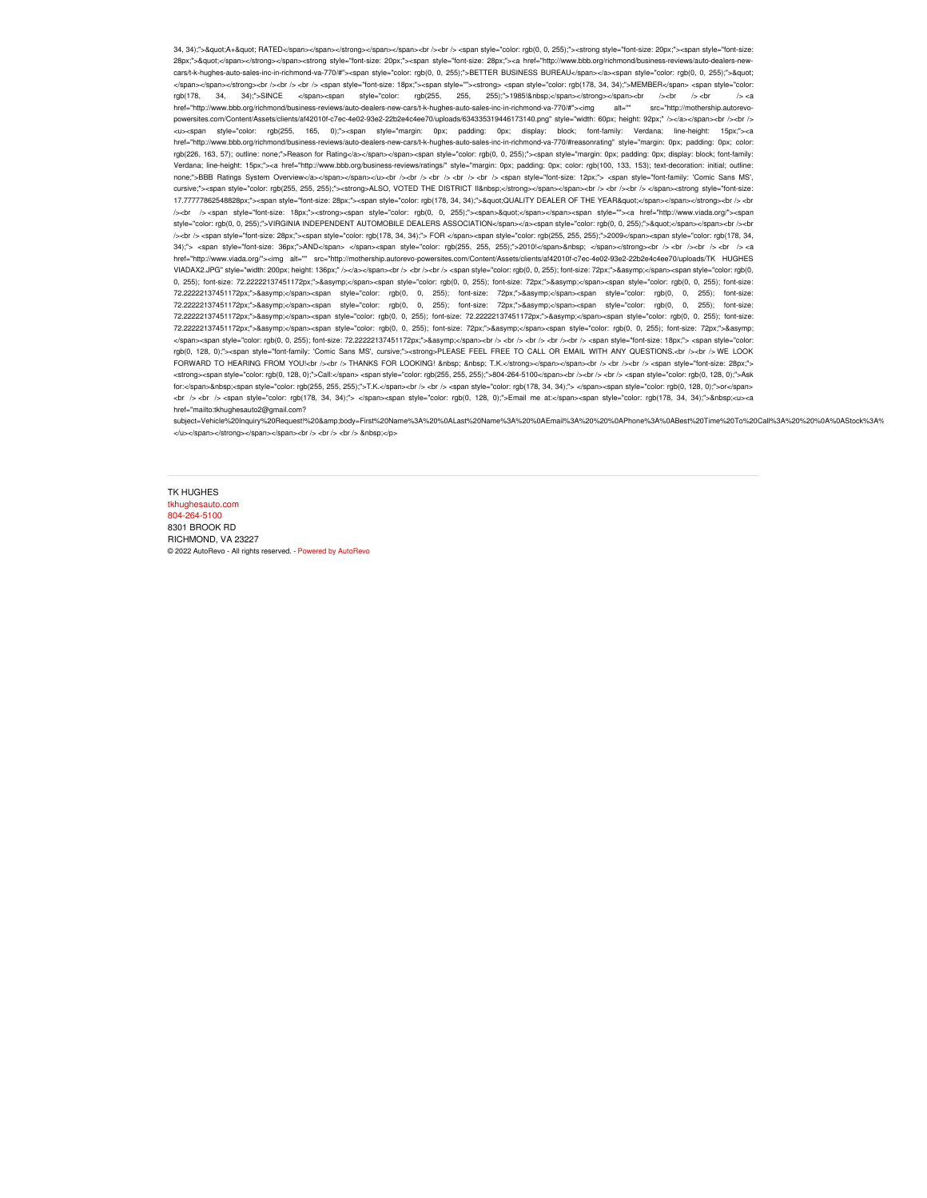34, 34);">&quot;A+&quot; RATED</span></span></strong></span></span><br /><br /> <span style="color: rgb(0, 0, 255);"><strong style="font-size: 20px;"><span style="font-size: 28px;">&quot;</span></strong></span><strong style="font-size: 20px;"><span style="font-size: 28px;"><a href="http://www.bbb.org/richmond/business-reviews/auto-dealers-new-cars/t-k-hughes-auto-sales-inc-in-richmond-va-770/#"><span style="color: rgb(0, 0, 255);">BETTER BUSINESS BUREAU</span></a><span style="color: rgb(0, 0, 255);">&quot;</span></span></strong><br /><br /> <br /> <span style="font-size: 18px;"><span style=""><strong> <span style="color: rgb(178, 34, 34);">MEMBER</span> <span style="color: rgb(178, 34, 34);">SINCE </span><span style="color: rgb(255, 255, 255);">1985!&nbsp;</span></strong></span></span><br /><br /> <br /> <a href="http://www.bbb.org/richmond/business-reviews/auto-dealers-new-cars/t-k-hughes-auto-sales-inc-in-richmond-va-770/#"><img alt="" src="http://mothership.autorevo-powersites.com/Content/Assets/clients/af42010f-c7ec-4e02-93e2-22b2e4c4ee70/uploads/634335319446173140.png" style="width: 60px; height: 92px;" /></a></span><br /><br /> <u><span style="color: rgb(255, 165, 0);"><span style="margin: 0px; padding: 0px; display: block; font-family: Verdana; line-height: 15px;"><a href="http://www.bbb.org/richmond/business-reviews/auto-dealers-new-cars/t-k-hughes-auto-sales-inc-in-richmond-va-770/#reasonrating" style="margin: 0px; padding: 0px; color: rgb(226, 163, 57); outline: none;">Reason for Rating</a></span></span><span style="color: rgb(0, 0, 255);"><span style="margin: 0px; padding: 0px; display: block; font-family: Verdana; line-height: 15px;"><a href="http://www.bbb.org/business-reviews/ratings/" style="margin: 0px; padding: 0px; color: rgb(100, 133, 153); text-decoration: initial; outline: none;">BBB Ratings System Overview</a></span></span></u><br /><br /> <br /> <br /> <br /> <span style="font-size: 12px;"> <span style="font-family: 'Comic Sans MS', cursive;"><span style="color: rgb(255, 255, 255);"><strong>ALSO, VOTED THE DISTRICT II&nbsp;</strong></span></span><br /> <br /><br /> </span><strong style="font-size: 17.77777862548828px;"><span style="font-size: 28px;"><span style="color: rgb(178, 34, 34);">&quot;QUALITY DEALER OF THE YEAR&quot;</span></span></strong><br /> <br /><br /> <span style="font-size: 18px;"><strong><span style="color: rgb(0, 0, 255);"><span>&quot;</span></span><span style=""><a href="http://www.viada.org/"><span style="color: rgb(0, 0, 255);">VIRGINIA INDEPENDENT AUTOMOBILE DEALERS ASSOCIATION</span></a><span style="color: rgb(0, 0, 255);">&quot;</span></span><br /><br /><br /> <span style="font-size: 28px;"><span style="color: rgb(178, 34, 34);"> FOR </span><span style="color: rgb(255, 255, 255);">2009</span><span style="color: rgb(178, 34, 34);"> <span style="font-size: 36px;">AND</span> </span><span style="color: rgb(255, 255, 255);">2010!</span>&nbsp; </span></strong><br /> <br /><br /> <br /> <a href="http://www.viada.org/"><img alt="" src="http://mothership.autorevo-powersites.com/Content/Assets/clients/af42010f-c7ec-4e02-93e2-22b2e4c4ee70/uploads/TK HUGHES VIADAX2.JPG" style="width: 200px; height: 136px;" /></a></span><br /> <br /><br /> <span style="color: rgb(0, 0, 255); font-size: 72px;">&asymp;</span><span style="color: rgb(0, 0, 255); font-size: 72.22222137451172px;">&asymp;</span><span style="color: rgb(0, 0, 255); font-size: 72px;">&asymp;</span><span style="color: rgb(0, 0, 255); font-size: 72.22222137451172px;">&asymp;</span><span style="color: rgb(0, 0, 255); font-size: 72px;">&asymp;</span><span style="color: rgb(0, 0, 255); font-size: 72.22222137451172px;">&asymp;</span><span style="color: rgb(0, 0, 255); font-size: 72px;">&asymp;</span><span style="color: rgb(0, 0, 255); font-size: 72.22222137451172px;">&asymp;</span><span style="color: rgb(0, 0, 255); font-size: 72.22222137451172px;">&asymp;</span><span style="color: rgb(0, 0, 255); font-size: 72px;">&asymp;</span><span style="color: rgb(0, 0, 255); font-size: 72px;">&asymp;</span><span style="color: rgb(0, 0, 255); font-size: 72.22222137451172px;">&asymp;</span><br /> <br /> <br /> <br /><br /> <span style="font-size: 18px;"> <span style="color: rgb(0, 128, 0);"><span style="font-family: 'Comic Sans MS', cursive;"><strong>PLEASE FEEL FREE TO CALL OR EMAIL WITH ANY QUESTIONS.<br /><br /> WE LOOK FORWARD TO HEARING FROM YOU!<br /><br /> THANKS FOR LOOKING! &nbsp; &nbsp; T.K.</strong></span></span><br /> <br /><br /> <span style="font-size: 28px;"> <strong><span style="color: rgb(0, 128, 0);">Call:</span> <span style="color: rgb(255, 255, 255);">804-264-5100</span><br /><br /> <br /> <span style="color: rgb(0, 128, 0);">Ask for:</span>&nbsp;<span style="color: rgb(255, 255, 255);">T.K.</span><br /> <br /> <span style="color: rgb(178, 34, 34);"> </span><span style="color: rgb(0, 128, 0);">or</span> <br /> <br /> <span style="color: rgb(178, 34, 34);"> </span><span style="color: rgb(0, 128, 0);">Email me at:</span><span style="color: rgb(178, 34, 34);">&nbsp;<u><a href="mailto:tkhughesauto2@gmail.com?subject=Vehicle%20Inquiry%20Request!%20&amp;body=First%20Name%3A%20%0ALast%20Name%3A%20%0AEmail%3A%20%20%0APhone%3A%0ABest%20Time%20To%20Call%3A%20%20%0A%0AStock%3A%
</u></span></strong></span></span></span><br /> <br /> <br /> &nbsp;</p>

TK HUGHES
tkhughesauto.com
804-264-5100
8301 BROOK RD
RICHMOND, VA 23227
© 2022 AutoRevo - All rights reserved. - Powered by AutoRevo